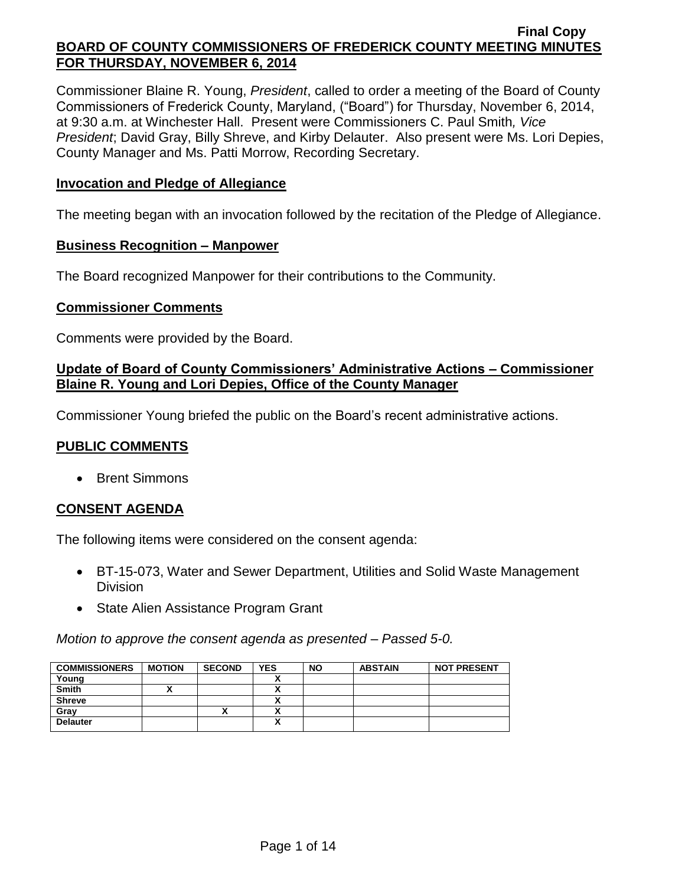**Final Copy**

**BOARD OF COUNTY COMMISSIONERS OF FREDERICK COUNTY MEETING MINUTES FOR THURSDAY, NOVEMBER 6, 2014**

Commissioner Blaine R. Young, *President*, called to order a meeting of the Board of County Commissioners of Frederick County, Maryland, ("Board") for Thursday, November 6, 2014, at 9:30 a.m. at Winchester Hall. Present were Commissioners C. Paul Smith*, Vice President*; David Gray, Billy Shreve, and Kirby Delauter. Also present were Ms. Lori Depies, County Manager and Ms. Patti Morrow, Recording Secretary.

**Invocation and Pledge of Allegiance**

The meeting began with an invocation followed by the recitation of the Pledge of Allegiance.

**Business Recognition – Manpower**

The Board recognized Manpower for their contributions to the Community.

**Commissioner Comments**

Comments were provided by the Board.

**Update of Board of County Commissioners' Administrative Actions – Commissioner Blaine R. Young and Lori Depies, Office of the County Manager**

Commissioner Young briefed the public on the Board's recent administrative actions.

**PUBLIC COMMENTS**

- Brent Simmons

**CONSENT AGENDA**

The following items were considered on the consent agenda:

- BT-15-073, Water and Sewer Department, Utilities and Solid Waste Management Division
- State Alien Assistance Program Grant

*Motion to approve the consent agenda as presented – Passed 5-0.*

| COMMISSIONERS | MOTION | SECOND | YES | NO | ABSTAIN | NOT PRESENT |
|---|---|---|---|---|---|---|
| Young | | | X | | | |
| Smith | X | | X | | | |
| Shreve | | | X | | | |
| Gray | | X | X | | | |
| Delauter | | | X | | | |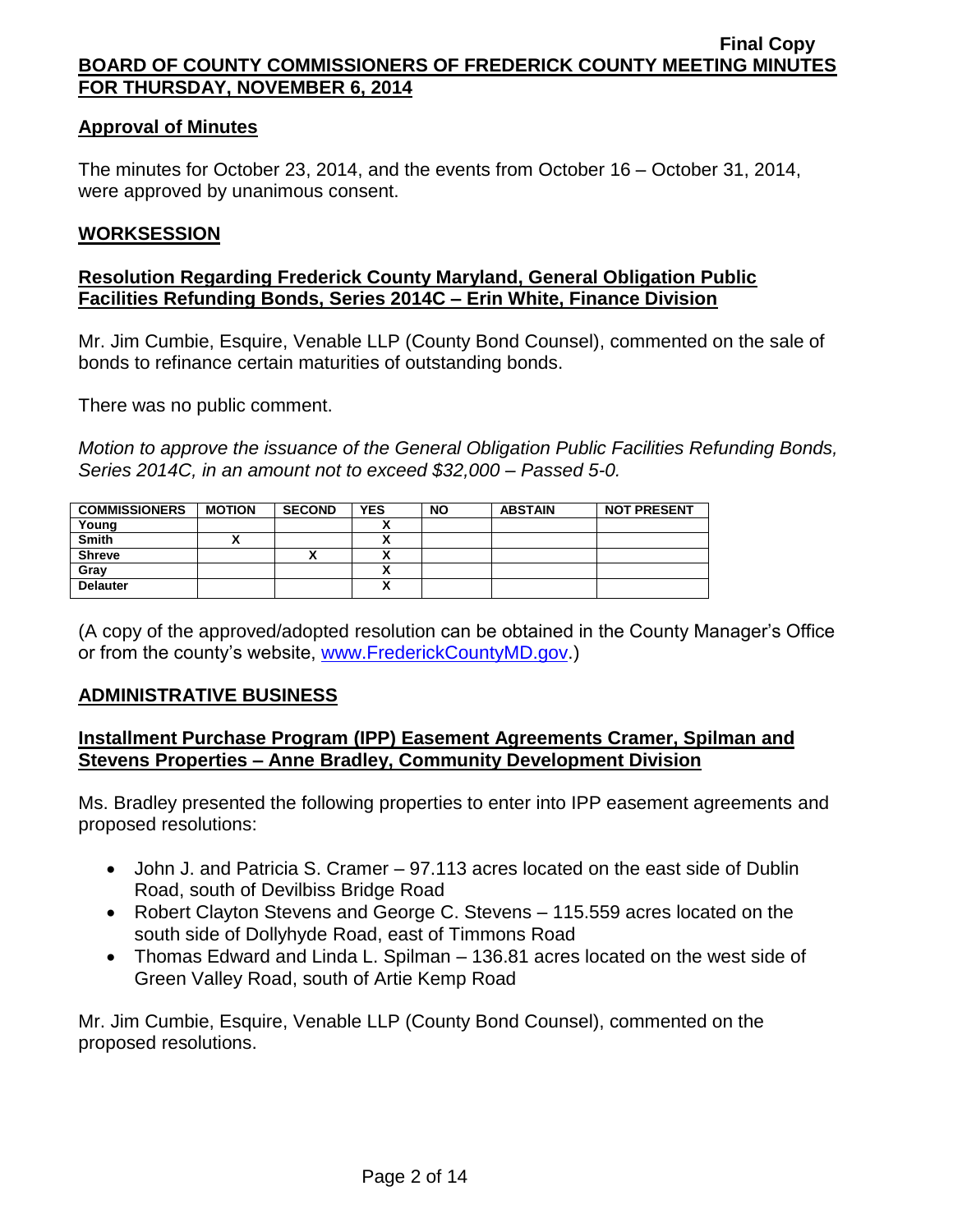## Approval of Minutes

The minutes for October 23, 2014, and the events from October 16 – October 31, 2014, were approved by unanimous consent.

## WORKSESSION

### Resolution Regarding Frederick County Maryland, General Obligation Public Facilities Refunding Bonds, Series 2014C – Erin White, Finance Division

Mr. Jim Cumbie, Esquire, Venable LLP (County Bond Counsel), commented on the sale of bonds to refinance certain maturities of outstanding bonds.

There was no public comment.

*Motion to approve the issuance of the General Obligation Public Facilities Refunding Bonds, Series 2014C, in an amount not to exceed $32,000 – Passed 5-0.*

| COMMISSIONERS | MOTION | SECOND | YES | NO | ABSTAIN | NOT PRESENT |
|---|---|---|---|---|---|---|
| Young | | | X | | | |
| Smith | X | | X | | | |
| Shreve | | X | X | | | |
| Gray | | | X | | | |
| Delauter | | | X | | | |

(A copy of the approved/adopted resolution can be obtained in the County Manager's Office or from the county's website, www.FrederickCountyMD.gov.)

## ADMINISTRATIVE BUSINESS

### Installment Purchase Program (IPP) Easement Agreements Cramer, Spilman and Stevens Properties – Anne Bradley, Community Development Division

Ms. Bradley presented the following properties to enter into IPP easement agreements and proposed resolutions:

- John J. and Patricia S. Cramer – 97.113 acres located on the east side of Dublin Road, south of Devilbiss Bridge Road
- Robert Clayton Stevens and George C. Stevens – 115.559 acres located on the south side of Dollyhyde Road, east of Timmons Road
- Thomas Edward and Linda L. Spilman – 136.81 acres located on the west side of Green Valley Road, south of Artie Kemp Road

Mr. Jim Cumbie, Esquire, Venable LLP (County Bond Counsel), commented on the proposed resolutions.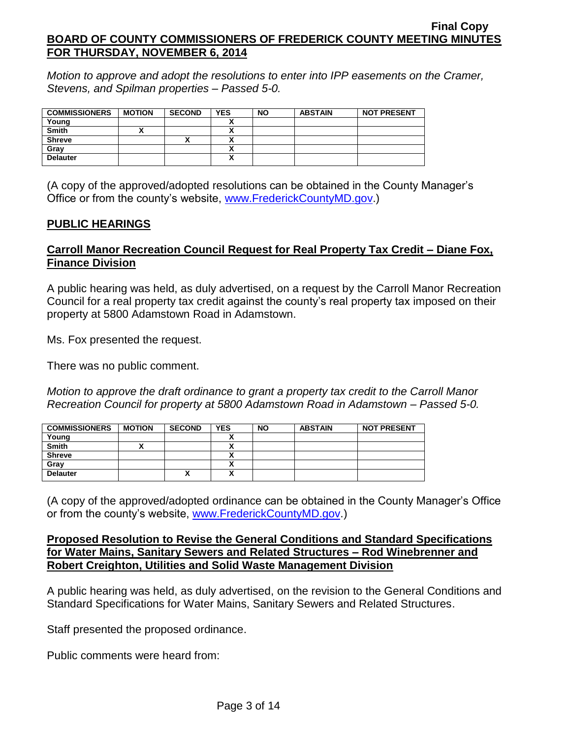*Motion to approve and adopt the resolutions to enter into IPP easements on the Cramer, Stevens, and Spilman properties – Passed 5-0.*

| COMMISSIONERS | MOTION | SECOND | YES | NO | ABSTAIN | NOT PRESENT |
|---|---|---|---|---|---|---|
| Young | | | X | | | |
| Smith | X | | X | | | |
| Shreve | | X | X | | | |
| Gray | | | X | | | |
| Delauter | | | X | | | |

(A copy of the approved/adopted resolutions can be obtained in the County Manager's Office or from the county's website, www.FrederickCountyMD.gov.)

## PUBLIC HEARINGS

### Carroll Manor Recreation Council Request for Real Property Tax Credit – Diane Fox, Finance Division

A public hearing was held, as duly advertised, on a request by the Carroll Manor Recreation Council for a real property tax credit against the county's real property tax imposed on their property at 5800 Adamstown Road in Adamstown.

Ms. Fox presented the request.

There was no public comment.

*Motion to approve the draft ordinance to grant a property tax credit to the Carroll Manor Recreation Council for property at 5800 Adamstown Road in Adamstown – Passed 5-0.*

| COMMISSIONERS | MOTION | SECOND | YES | NO | ABSTAIN | NOT PRESENT |
|---|---|---|---|---|---|---|
| Young | | | X | | | |
| Smith | X | | X | | | |
| Shreve | | | X | | | |
| Gray | | | X | | | |
| Delauter | | X | X | | | |

(A copy of the approved/adopted ordinance can be obtained in the County Manager's Office or from the county's website, www.FrederickCountyMD.gov.)

### Proposed Resolution to Revise the General Conditions and Standard Specifications for Water Mains, Sanitary Sewers and Related Structures – Rod Winebrenner and Robert Creighton, Utilities and Solid Waste Management Division

A public hearing was held, as duly advertised, on the revision to the General Conditions and Standard Specifications for Water Mains, Sanitary Sewers and Related Structures.

Staff presented the proposed ordinance.

Public comments were heard from: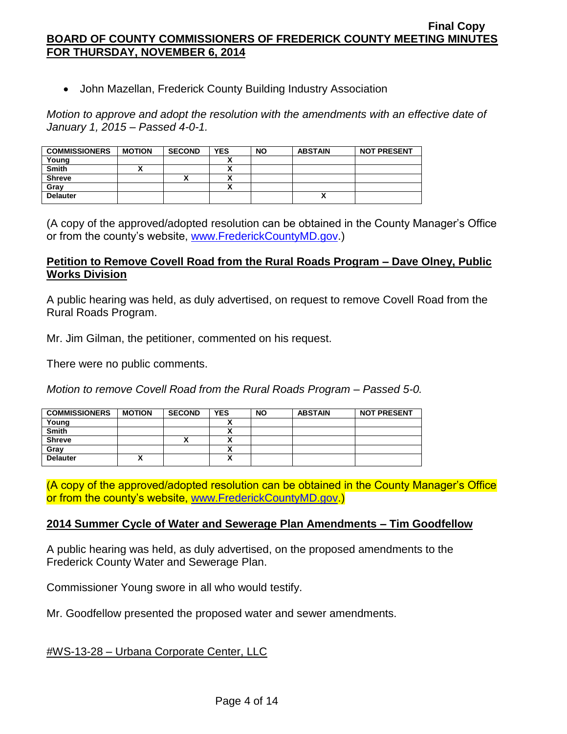- John Mazellan, Frederick County Building Industry Association

*Motion to approve and adopt the resolution with the amendments with an effective date of January 1, 2015 – Passed 4-0-1.*

| COMMISSIONERS | MOTION | SECOND | YES | NO | ABSTAIN | NOT PRESENT |
|---|---|---|---|---|---|---|
| Young | | | X | | | |
| Smith | X | | X | | | |
| Shreve | | X | X | | | |
| Gray | | | X | | | |
| Delauter | | | | | X | |

(A copy of the approved/adopted resolution can be obtained in the County Manager's Office or from the county's website, www.FrederickCountyMD.gov.)

**Petition to Remove Covell Road from the Rural Roads Program – Dave Olney, Public Works Division**

A public hearing was held, as duly advertised, on request to remove Covell Road from the Rural Roads Program.

Mr. Jim Gilman, the petitioner, commented on his request.

There were no public comments.

*Motion to remove Covell Road from the Rural Roads Program – Passed 5-0.*

| COMMISSIONERS | MOTION | SECOND | YES | NO | ABSTAIN | NOT PRESENT |
|---|---|---|---|---|---|---|
| Young | | | X | | | |
| Smith | | | X | | | |
| Shreve | | X | X | | | |
| Gray | | | X | | | |
| Delauter | X | | X | | | |

(A copy of the approved/adopted resolution can be obtained in the County Manager's Office or from the county's website, www.FrederickCountyMD.gov.)

**2014 Summer Cycle of Water and Sewerage Plan Amendments – Tim Goodfellow**

A public hearing was held, as duly advertised, on the proposed amendments to the Frederick County Water and Sewerage Plan.

Commissioner Young swore in all who would testify.

Mr. Goodfellow presented the proposed water and sewer amendments.

#WS-13-28 – Urbana Corporate Center, LLC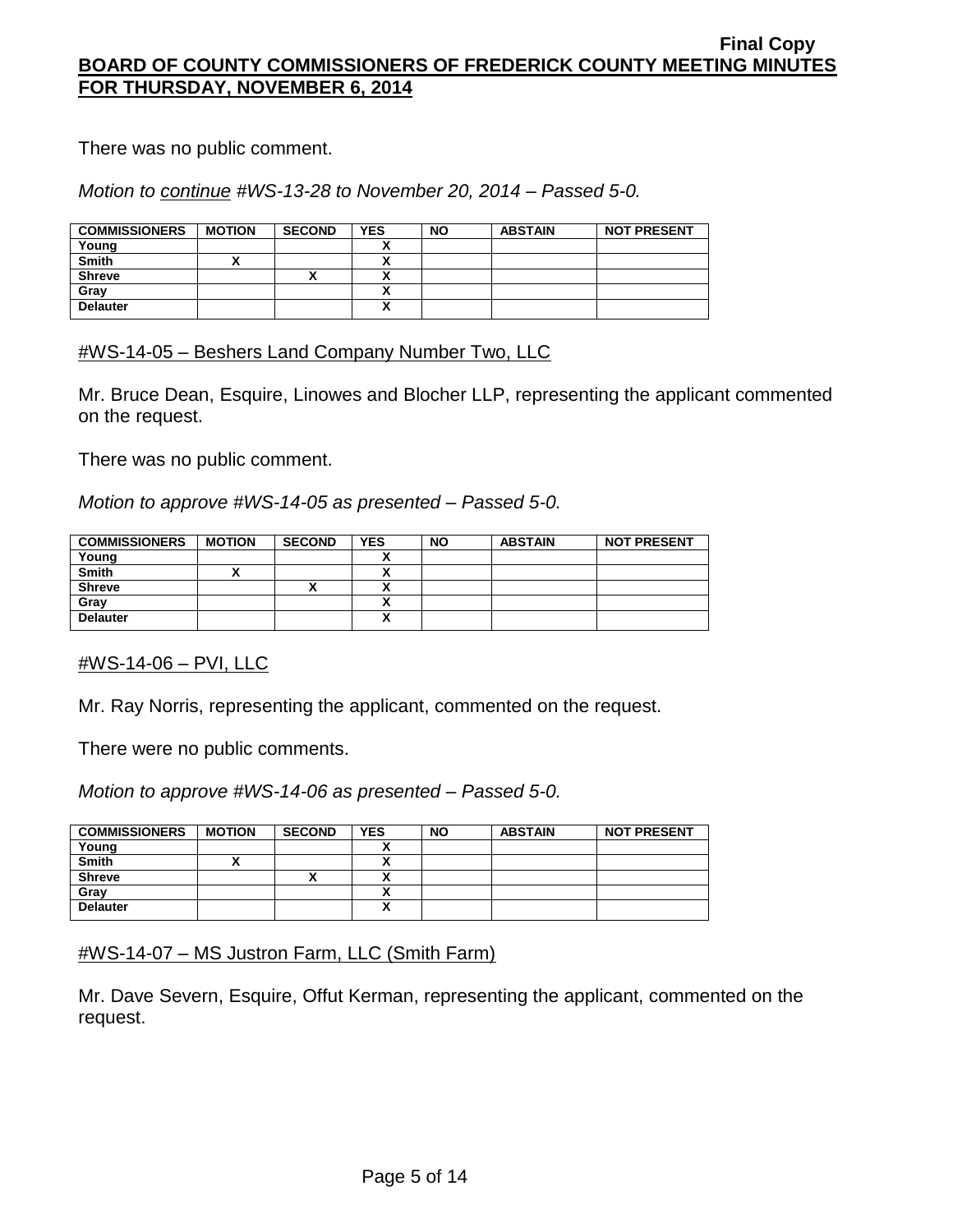There was no public comment.

*Motion to <u>continue</u> #WS-13-28 to November 20, 2014 – Passed 5-0.*

| COMMISSIONERS | MOTION | SECOND | YES | NO | ABSTAIN | NOT PRESENT |
|---|---|---|---|---|---|---|
| Young | | | X | | | |
| Smith | X | | X | | | |
| Shreve | | X | X | | | |
| Gray | | | X | | | |
| Delauter | | | X | | | |

<u>#WS-14-05 – Beshers Land Company Number Two, LLC</u>

Mr. Bruce Dean, Esquire, Linowes and Blocher LLP, representing the applicant commented on the request.

There was no public comment.

*Motion to approve #WS-14-05 as presented – Passed 5-0.*

| COMMISSIONERS | MOTION | SECOND | YES | NO | ABSTAIN | NOT PRESENT |
|---|---|---|---|---|---|---|
| Young | | | X | | | |
| Smith | X | | X | | | |
| Shreve | | X | X | | | |
| Gray | | | X | | | |
| Delauter | | | X | | | |

<u>#WS-14-06 – PVI, LLC</u>

Mr. Ray Norris, representing the applicant, commented on the request.

There were no public comments.

*Motion to approve #WS-14-06 as presented – Passed 5-0.*

| COMMISSIONERS | MOTION | SECOND | YES | NO | ABSTAIN | NOT PRESENT |
|---|---|---|---|---|---|---|
| Young | | | X | | | |
| Smith | X | | X | | | |
| Shreve | | X | X | | | |
| Gray | | | X | | | |
| Delauter | | | X | | | |

<u>#WS-14-07 – MS Justron Farm, LLC (Smith Farm)</u>

Mr. Dave Severn, Esquire, Offut Kerman, representing the applicant, commented on the request.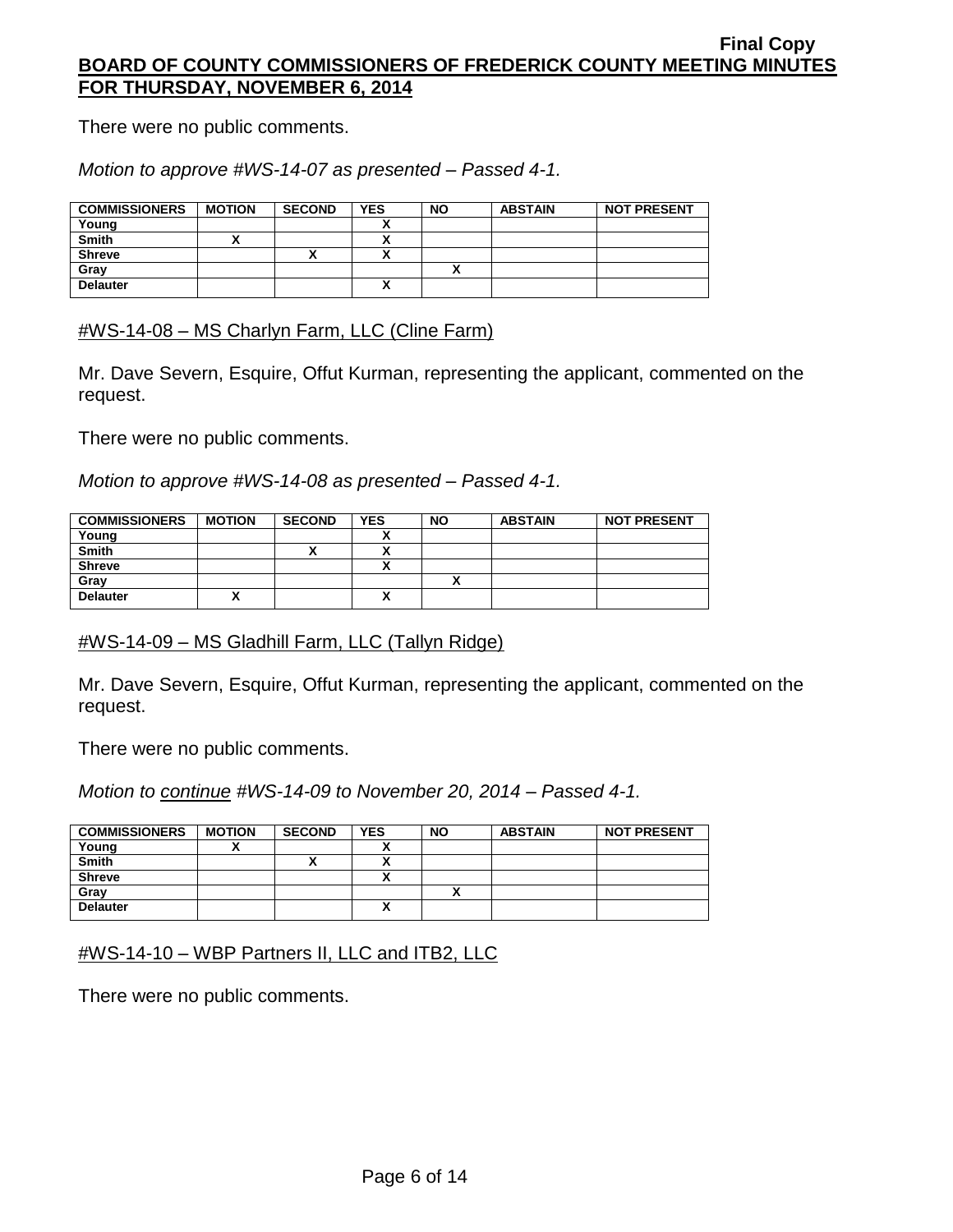There were no public comments.

*Motion to approve #WS-14-07 as presented – Passed 4-1.*

| COMMISSIONERS | MOTION | SECOND | YES | NO | ABSTAIN | NOT PRESENT |
|---|---|---|---|---|---|---|
| Young | | | X | | | |
| Smith | X | | X | | | |
| Shreve | | X | X | | | |
| Gray | | | | X | | |
| Delauter | | | X | | | |

<u>#WS-14-08 – MS Charlyn Farm, LLC (Cline Farm)</u>

Mr. Dave Severn, Esquire, Offut Kurman, representing the applicant, commented on the request.

There were no public comments.

*Motion to approve #WS-14-08 as presented – Passed 4-1.*

| COMMISSIONERS | MOTION | SECOND | YES | NO | ABSTAIN | NOT PRESENT |
|---|---|---|---|---|---|---|
| Young | | | X | | | |
| Smith | | X | X | | | |
| Shreve | | | X | | | |
| Gray | | | | X | | |
| Delauter | X | | X | | | |

<u>#WS-14-09 – MS Gladhill Farm, LLC (Tallyn Ridge)</u>

Mr. Dave Severn, Esquire, Offut Kurman, representing the applicant, commented on the request.

There were no public comments.

*Motion to <u>continue</u> #WS-14-09 to November 20, 2014 – Passed 4-1.*

| COMMISSIONERS | MOTION | SECOND | YES | NO | ABSTAIN | NOT PRESENT |
|---|---|---|---|---|---|---|
| Young | X | | X | | | |
| Smith | | X | X | | | |
| Shreve | | | X | | | |
| Gray | | | | X | | |
| Delauter | | | X | | | |

<u>#WS-14-10 – WBP Partners II, LLC and ITB2, LLC</u>

There were no public comments.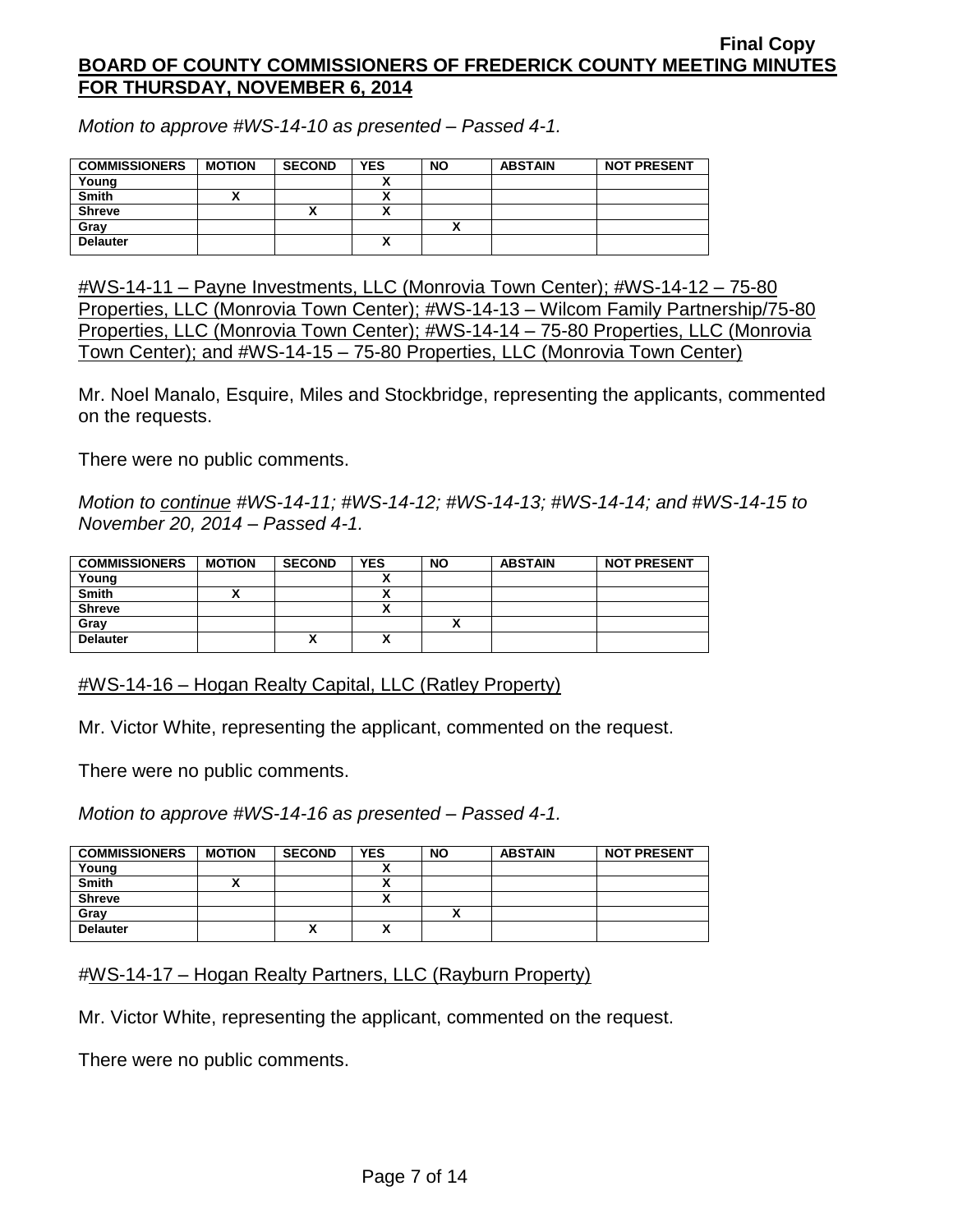*Motion to approve #WS-14-10 as presented – Passed 4-1.*

| COMMISSIONERS | MOTION | SECOND | YES | NO | ABSTAIN | NOT PRESENT |
|---|---|---|---|---|---|---|
| Young | | | X | | | |
| Smith | X | | X | | | |
| Shreve | | X | X | | | |
| Gray | | | | X | | |
| Delauter | | | X | | | |

<u>#WS-14-11 – Payne Investments, LLC (Monrovia Town Center); #WS-14-12 – 75-80 Properties, LLC (Monrovia Town Center); #WS-14-13 – Wilcom Family Partnership/75-80 Properties, LLC (Monrovia Town Center); #WS-14-14 – 75-80 Properties, LLC (Monrovia Town Center); and #WS-14-15 – 75-80 Properties, LLC (Monrovia Town Center)</u>

Mr. Noel Manalo, Esquire, Miles and Stockbridge, representing the applicants, commented on the requests.

There were no public comments.

*Motion to <u>continue</u> #WS-14-11; #WS-14-12; #WS-14-13; #WS-14-14; and #WS-14-15 to November 20, 2014 – Passed 4-1.*

| COMMISSIONERS | MOTION | SECOND | YES | NO | ABSTAIN | NOT PRESENT |
|---|---|---|---|---|---|---|
| Young | | | X | | | |
| Smith | X | | X | | | |
| Shreve | | | X | | | |
| Gray | | | | X | | |
| Delauter | | X | X | | | |

<u>#WS-14-16 – Hogan Realty Capital, LLC (Ratley Property)</u>

Mr. Victor White, representing the applicant, commented on the request.

There were no public comments.

*Motion to approve #WS-14-16 as presented – Passed 4-1.*

| COMMISSIONERS | MOTION | SECOND | YES | NO | ABSTAIN | NOT PRESENT |
|---|---|---|---|---|---|---|
| Young | | | X | | | |
| Smith | X | | X | | | |
| Shreve | | | X | | | |
| Gray | | | | X | | |
| Delauter | | X | X | | | |

#<u>WS-14-17 – Hogan Realty Partners, LLC (Rayburn Property)</u>

Mr. Victor White, representing the applicant, commented on the request.

There were no public comments.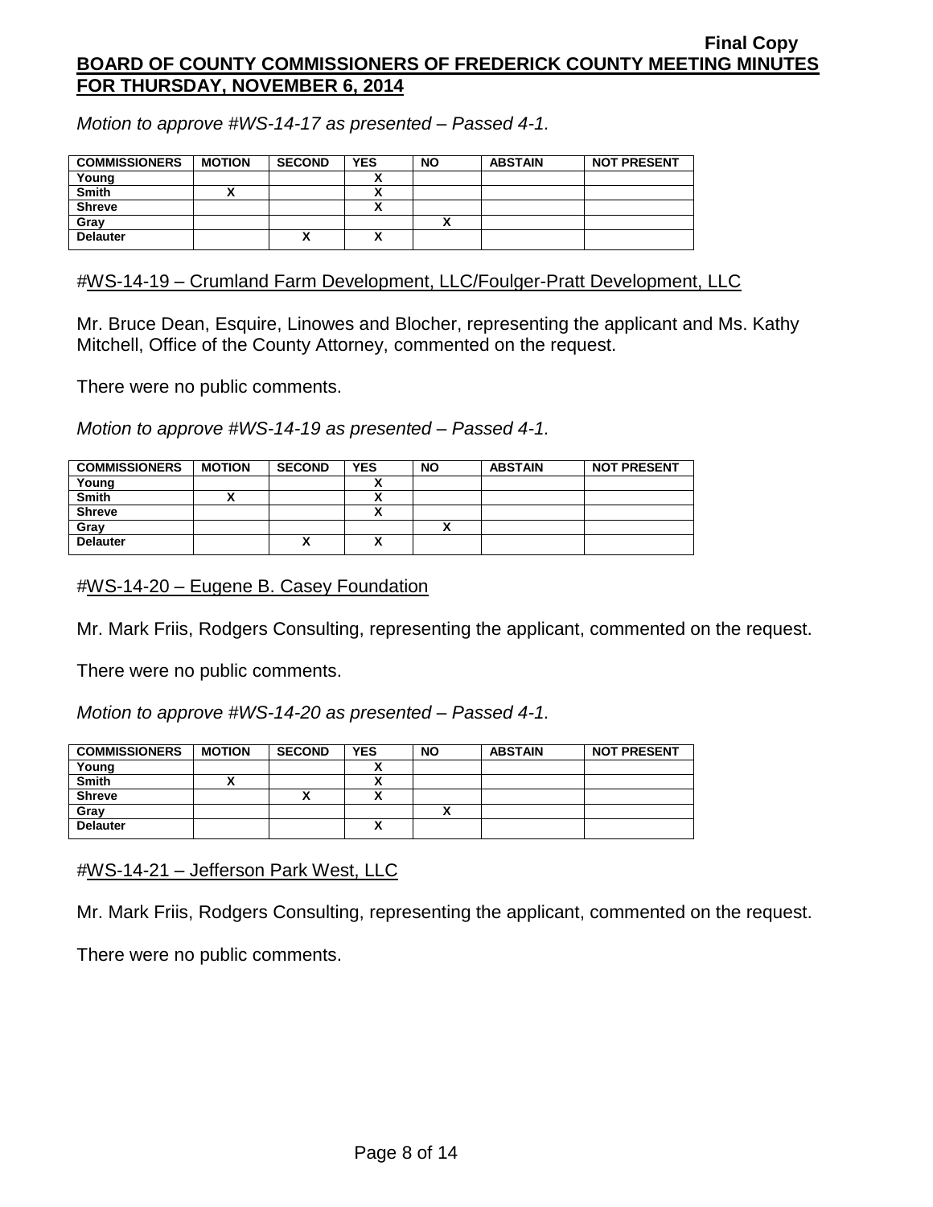*Motion to approve #WS-14-17 as presented – Passed 4-1.*

| COMMISSIONERS | MOTION | SECOND | YES | NO | ABSTAIN | NOT PRESENT |
|---|---|---|---|---|---|---|
| Young | | | X | | | |
| Smith | X | | X | | | |
| Shreve | | | X | | | |
| Gray | | | | X | | |
| Delauter | | X | X | | | |

#WS-14-19 – Crumland Farm Development, LLC/Foulger-Pratt Development, LLC

Mr. Bruce Dean, Esquire, Linowes and Blocher, representing the applicant and Ms. Kathy Mitchell, Office of the County Attorney, commented on the request.

There were no public comments.

*Motion to approve #WS-14-19 as presented – Passed 4-1.*

| COMMISSIONERS | MOTION | SECOND | YES | NO | ABSTAIN | NOT PRESENT |
|---|---|---|---|---|---|---|
| Young | | | X | | | |
| Smith | X | | X | | | |
| Shreve | | | X | | | |
| Gray | | | | X | | |
| Delauter | | X | X | | | |

#WS-14-20 – Eugene B. Casey Foundation

Mr. Mark Friis, Rodgers Consulting, representing the applicant, commented on the request.

There were no public comments.

*Motion to approve #WS-14-20 as presented – Passed 4-1.*

| COMMISSIONERS | MOTION | SECOND | YES | NO | ABSTAIN | NOT PRESENT |
|---|---|---|---|---|---|---|
| Young | | | X | | | |
| Smith | X | | X | | | |
| Shreve | | X | X | | | |
| Gray | | | | X | | |
| Delauter | | | X | | | |

#WS-14-21 – Jefferson Park West, LLC

Mr. Mark Friis, Rodgers Consulting, representing the applicant, commented on the request.

There were no public comments.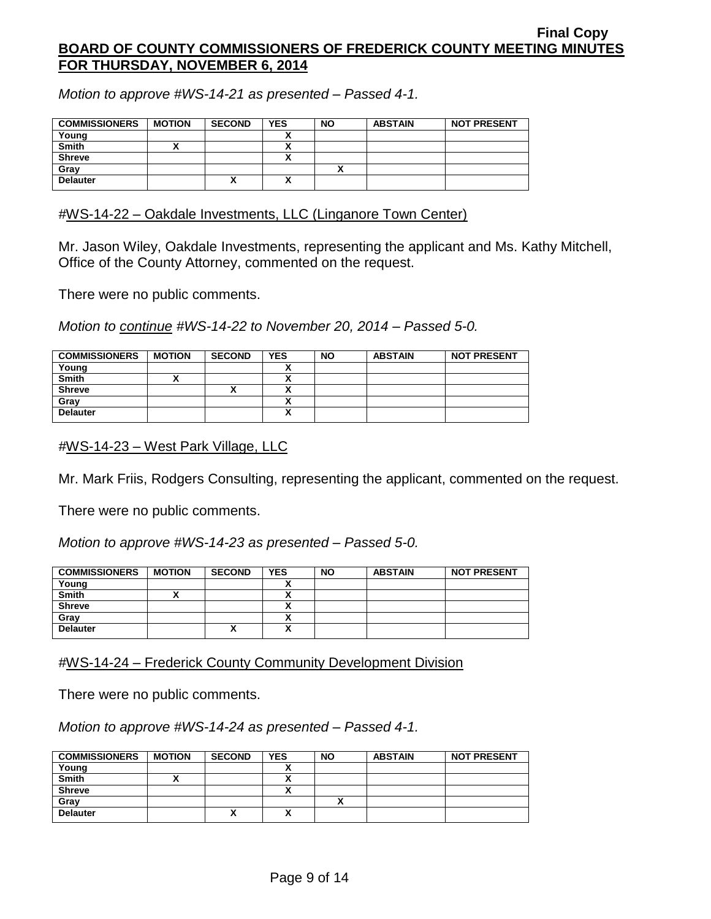*Motion to approve #WS-14-21 as presented – Passed 4-1.*

| COMMISSIONERS | MOTION | SECOND | YES | NO | ABSTAIN | NOT PRESENT |
|---|---|---|---|---|---|---|
| Young | | | X | | | |
| Smith | X | | X | | | |
| Shreve | | | X | | | |
| Gray | | | | X | | |
| Delauter | | X | X | | | |

#WS-14-22 – Oakdale Investments, LLC (Linganore Town Center)

Mr. Jason Wiley, Oakdale Investments, representing the applicant and Ms. Kathy Mitchell, Office of the County Attorney, commented on the request.

There were no public comments.

*Motion to continue #WS-14-22 to November 20, 2014 – Passed 5-0.*

| COMMISSIONERS | MOTION | SECOND | YES | NO | ABSTAIN | NOT PRESENT |
|---|---|---|---|---|---|---|
| Young | | | X | | | |
| Smith | X | | X | | | |
| Shreve | | X | X | | | |
| Gray | | | X | | | |
| Delauter | | | X | | | |

#WS-14-23 – West Park Village, LLC

Mr. Mark Friis, Rodgers Consulting, representing the applicant, commented on the request.

There were no public comments.

*Motion to approve #WS-14-23 as presented – Passed 5-0.*

| COMMISSIONERS | MOTION | SECOND | YES | NO | ABSTAIN | NOT PRESENT |
|---|---|---|---|---|---|---|
| Young | | | X | | | |
| Smith | X | | X | | | |
| Shreve | | | X | | | |
| Gray | | | X | | | |
| Delauter | | X | X | | | |

#WS-14-24 – Frederick County Community Development Division

There were no public comments.

*Motion to approve #WS-14-24 as presented – Passed 4-1.*

| COMMISSIONERS | MOTION | SECOND | YES | NO | ABSTAIN | NOT PRESENT |
|---|---|---|---|---|---|---|
| Young | | | X | | | |
| Smith | X | | X | | | |
| Shreve | | | X | | | |
| Gray | | | | X | | |
| Delauter | | X | X | | | |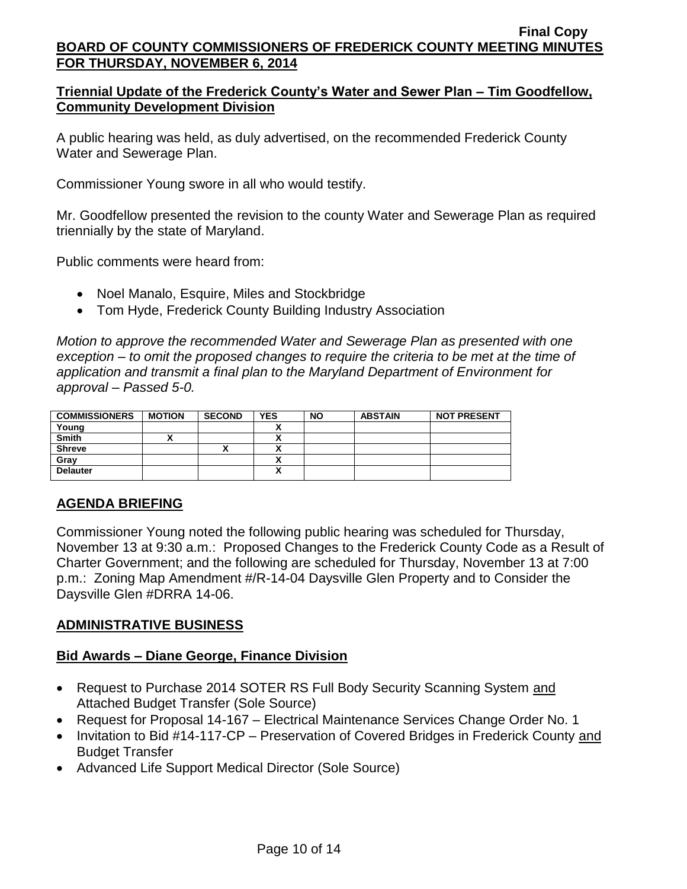**Triennial Update of the Frederick County's Water and Sewer Plan – Tim Goodfellow, Community Development Division**

A public hearing was held, as duly advertised, on the recommended Frederick County Water and Sewerage Plan.

Commissioner Young swore in all who would testify.

Mr. Goodfellow presented the revision to the county Water and Sewerage Plan as required triennially by the state of Maryland.

Public comments were heard from:

- Noel Manalo, Esquire, Miles and Stockbridge
- Tom Hyde, Frederick County Building Industry Association

*Motion to approve the recommended Water and Sewerage Plan as presented with one exception – to omit the proposed changes to require the criteria to be met at the time of application and transmit a final plan to the Maryland Department of Environment for approval – Passed 5-0.*

| COMMISSIONERS | MOTION | SECOND | YES | NO | ABSTAIN | NOT PRESENT |
|---|---|---|---|---|---|---|
| Young | | | X | | | |
| Smith | X | | X | | | |
| Shreve | | X | X | | | |
| Gray | | | X | | | |
| Delauter | | | X | | | |

## AGENDA BRIEFING

Commissioner Young noted the following public hearing was scheduled for Thursday, November 13 at 9:30 a.m.: Proposed Changes to the Frederick County Code as a Result of Charter Government; and the following are scheduled for Thursday, November 13 at 7:00 p.m.: Zoning Map Amendment #/R-14-04 Daysville Glen Property and to Consider the Daysville Glen #DRRA 14-06.

## ADMINISTRATIVE BUSINESS

**Bid Awards – Diane George, Finance Division**

- Request to Purchase 2014 SOTER RS Full Body Security Scanning System and Attached Budget Transfer (Sole Source)
- Request for Proposal 14-167 – Electrical Maintenance Services Change Order No. 1
- Invitation to Bid #14-117-CP – Preservation of Covered Bridges in Frederick County and Budget Transfer
- Advanced Life Support Medical Director (Sole Source)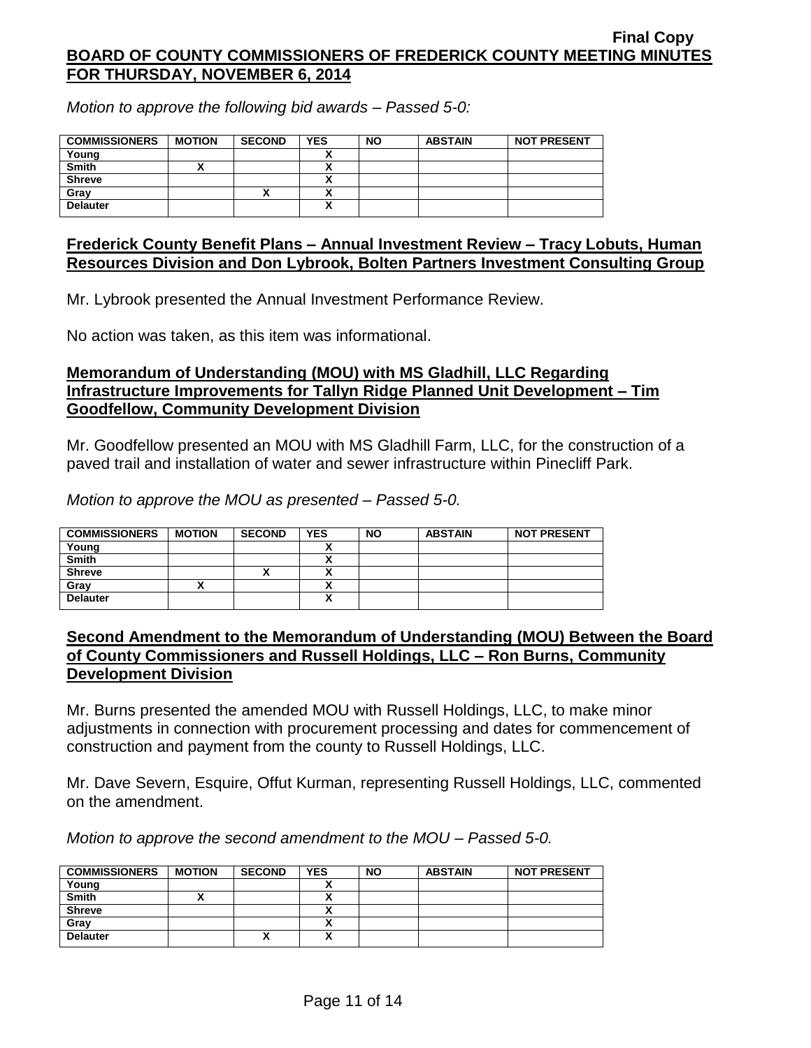*Motion to approve the following bid awards – Passed 5-0:*

| COMMISSIONERS | MOTION | SECOND | YES | NO | ABSTAIN | NOT PRESENT |
|---|---|---|---|---|---|---|
| Young | | | X | | | |
| Smith | X | | X | | | |
| Shreve | | | X | | | |
| Gray | | X | X | | | |
| Delauter | | | X | | | |

## Frederick County Benefit Plans – Annual Investment Review – Tracy Lobuts, Human Resources Division and Don Lybrook, Bolten Partners Investment Consulting Group

Mr. Lybrook presented the Annual Investment Performance Review.

No action was taken, as this item was informational.

## Memorandum of Understanding (MOU) with MS Gladhill, LLC Regarding Infrastructure Improvements for Tallyn Ridge Planned Unit Development – Tim Goodfellow, Community Development Division

Mr. Goodfellow presented an MOU with MS Gladhill Farm, LLC, for the construction of a paved trail and installation of water and sewer infrastructure within Pinecliff Park.

*Motion to approve the MOU as presented – Passed 5-0.*

| COMMISSIONERS | MOTION | SECOND | YES | NO | ABSTAIN | NOT PRESENT |
|---|---|---|---|---|---|---|
| Young | | | X | | | |
| Smith | | | X | | | |
| Shreve | | X | X | | | |
| Gray | X | | X | | | |
| Delauter | | | X | | | |

## Second Amendment to the Memorandum of Understanding (MOU) Between the Board of County Commissioners and Russell Holdings, LLC – Ron Burns, Community Development Division

Mr. Burns presented the amended MOU with Russell Holdings, LLC, to make minor adjustments in connection with procurement processing and dates for commencement of construction and payment from the county to Russell Holdings, LLC.

Mr. Dave Severn, Esquire, Offut Kurman, representing Russell Holdings, LLC, commented on the amendment.

*Motion to approve the second amendment to the MOU – Passed 5-0.*

| COMMISSIONERS | MOTION | SECOND | YES | NO | ABSTAIN | NOT PRESENT |
|---|---|---|---|---|---|---|
| Young | | | X | | | |
| Smith | X | | X | | | |
| Shreve | | | X | | | |
| Gray | | | X | | | |
| Delauter | | X | X | | | |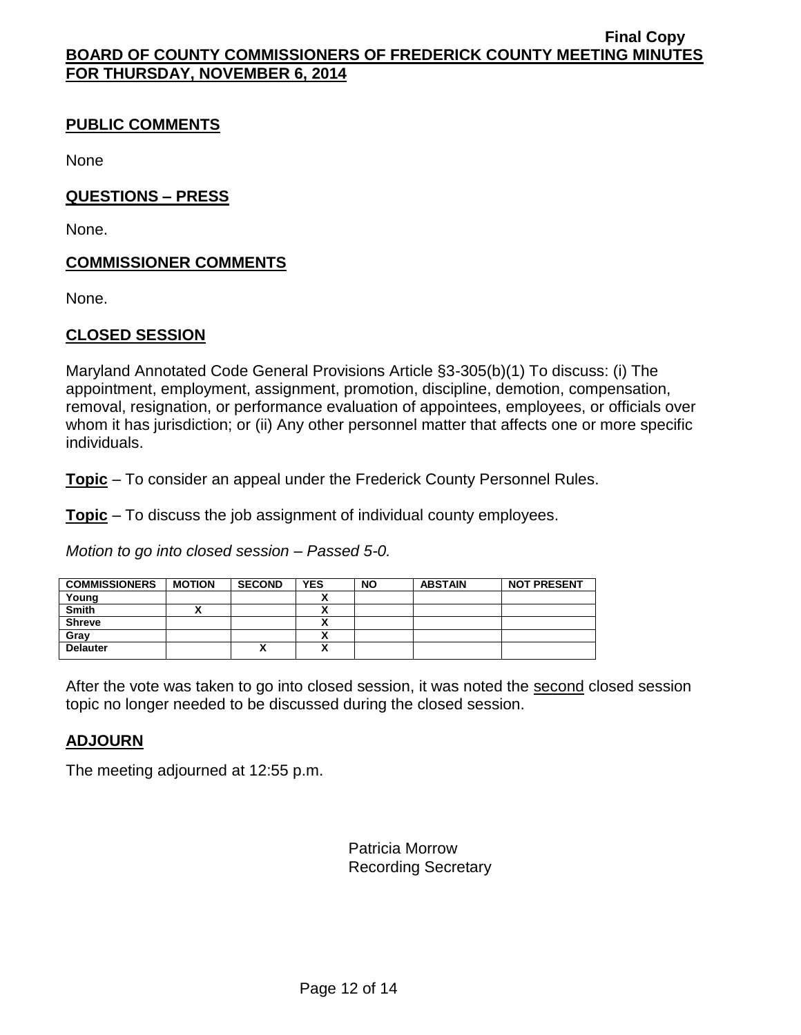## PUBLIC COMMENTS

None

## QUESTIONS – PRESS

None.

## COMMISSIONER COMMENTS

None.

## CLOSED SESSION

Maryland Annotated Code General Provisions Article §3-305(b)(1) To discuss: (i) The appointment, employment, assignment, promotion, discipline, demotion, compensation, removal, resignation, or performance evaluation of appointees, employees, or officials over whom it has jurisdiction; or (ii) Any other personnel matter that affects one or more specific individuals.

**Topic** – To consider an appeal under the Frederick County Personnel Rules.

**Topic** – To discuss the job assignment of individual county employees.

*Motion to go into closed session – Passed 5-0.*

| COMMISSIONERS | MOTION | SECOND | YES | NO | ABSTAIN | NOT PRESENT |
|---|---|---|---|---|---|---|
| Young | | | X | | | |
| Smith | X | | X | | | |
| Shreve | | | X | | | |
| Gray | | | X | | | |
| Delauter | | X | X | | | |

After the vote was taken to go into closed session, it was noted the second closed session topic no longer needed to be discussed during the closed session.

## ADJOURN

The meeting adjourned at 12:55 p.m.

Patricia Morrow
Recording Secretary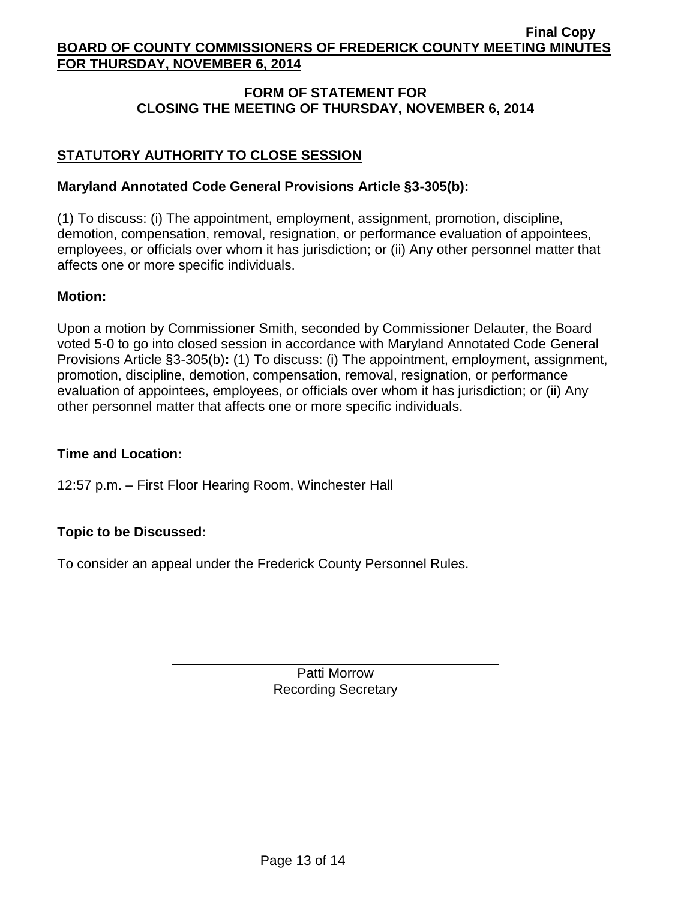## FORM OF STATEMENT FOR CLOSING THE MEETING OF THURSDAY, NOVEMBER 6, 2014

### STATUTORY AUTHORITY TO CLOSE SESSION

**Maryland Annotated Code General Provisions Article §3-305(b):**

(1) To discuss: (i) The appointment, employment, assignment, promotion, discipline, demotion, compensation, removal, resignation, or performance evaluation of appointees, employees, or officials over whom it has jurisdiction; or (ii) Any other personnel matter that affects one or more specific individuals.

**Motion:**

Upon a motion by Commissioner Smith, seconded by Commissioner Delauter, the Board voted 5-0 to go into closed session in accordance with Maryland Annotated Code General Provisions Article §3-305(b)**:** (1) To discuss: (i) The appointment, employment, assignment, promotion, discipline, demotion, compensation, removal, resignation, or performance evaluation of appointees, employees, or officials over whom it has jurisdiction; or (ii) Any other personnel matter that affects one or more specific individuals.

**Time and Location:**

12:57 p.m. – First Floor Hearing Room, Winchester Hall

**Topic to be Discussed:**

To consider an appeal under the Frederick County Personnel Rules.

Patti Morrow
Recording Secretary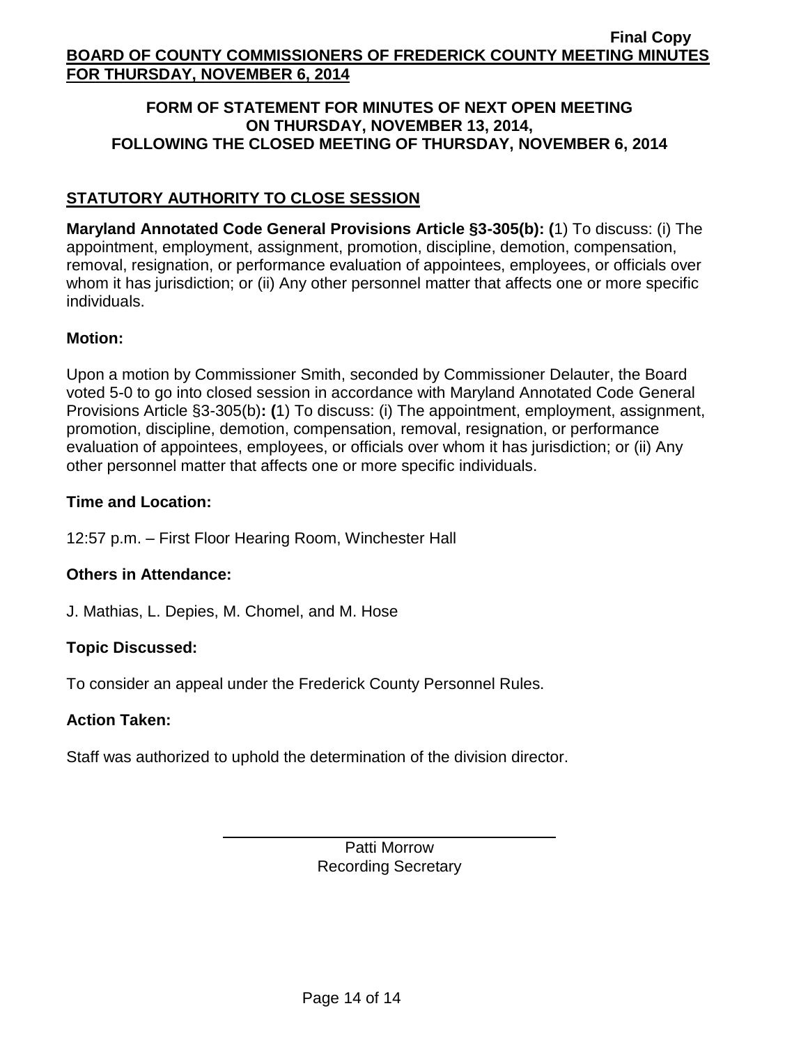**FORM OF STATEMENT FOR MINUTES OF NEXT OPEN MEETING ON THURSDAY, NOVEMBER 13, 2014, FOLLOWING THE CLOSED MEETING OF THURSDAY, NOVEMBER 6, 2014**

## STATUTORY AUTHORITY TO CLOSE SESSION

**Maryland Annotated Code General Provisions Article §3-305(b): (**1) To discuss: (i) The appointment, employment, assignment, promotion, discipline, demotion, compensation, removal, resignation, or performance evaluation of appointees, employees, or officials over whom it has jurisdiction; or (ii) Any other personnel matter that affects one or more specific individuals.

**Motion:**

Upon a motion by Commissioner Smith, seconded by Commissioner Delauter, the Board voted 5-0 to go into closed session in accordance with Maryland Annotated Code General Provisions Article §3-305(b)**: (**1) To discuss: (i) The appointment, employment, assignment, promotion, discipline, demotion, compensation, removal, resignation, or performance evaluation of appointees, employees, or officials over whom it has jurisdiction; or (ii) Any other personnel matter that affects one or more specific individuals.

**Time and Location:**

12:57 p.m. – First Floor Hearing Room, Winchester Hall

**Others in Attendance:**

J. Mathias, L. Depies, M. Chomel, and M. Hose

**Topic Discussed:**

To consider an appeal under the Frederick County Personnel Rules.

**Action Taken:**

Staff was authorized to uphold the determination of the division director.

Patti Morrow
Recording Secretary